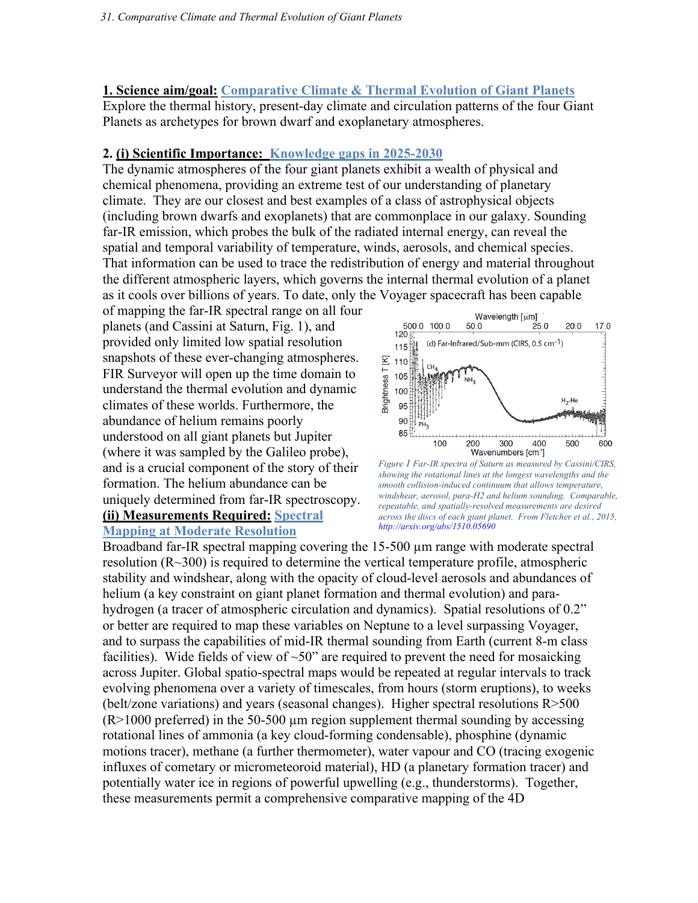**1. Science aim/goal:** **Comparative Climate & Thermal Evolution of Giant Planets**

Explore the thermal history, present-day climate and circulation patterns of the four Giant Planets as archetypes for brown dwarf and exoplanetary atmospheres.

**2. (i) Scientific Importance:** **Knowledge gaps in 2025-2030**

The dynamic atmospheres of the four giant planets exhibit a wealth of physical and chemical phenomena, providing an extreme test of our understanding of planetary climate. They are our closest and best examples of a class of astrophysical objects (including brown dwarfs and exoplanets) that are commonplace in our galaxy. Sounding far-IR emission, which probes the bulk of the radiated internal energy, can reveal the spatial and temporal variability of temperature, winds, aerosols, and chemical species. That information can be used to trace the redistribution of energy and material throughout the different atmospheric layers, which governs the internal thermal evolution of a planet as it cools over billions of years. To date, only the Voyager spacecraft has been capable of mapping the far-IR spectral range on all four planets (and Cassini at Saturn, Fig. 1), and provided only limited low spatial resolution snapshots of these ever-changing atmospheres. FIR Surveyor will open up the time domain to understand the thermal evolution and dynamic climates of these worlds. Furthermore, the abundance of helium remains poorly understood on all giant planets but Jupiter (where it was sampled by the Galileo probe), and is a crucial component of the story of their formation. The helium abundance can be uniquely determined from far-IR spectroscopy.

*Figure 1 Far-IR spectra of Saturn as measured by Cassini/CIRS, showing the rotational lines at the longest wavelengths and the smooth collision-induced continuum that allows temperature, windshear, aerosol, para-H2 and helium sounding. Comparable, repeatable, and spatially-resolved measurements are desired across the discs of each giant planet. From Fletcher et al., 2015, http://arxiv.org/abs/1510.05690*

**(ii) Measurements Required:** **Spectral Mapping at Moderate Resolution**

Broadband far-IR spectral mapping covering the 15-500 μm range with moderate spectral resolution (R~300) is required to determine the vertical temperature profile, atmospheric stability and windshear, along with the opacity of cloud-level aerosols and abundances of helium (a key constraint on giant planet formation and thermal evolution) and para-hydrogen (a tracer of atmospheric circulation and dynamics). Spatial resolutions of 0.2" or better are required to map these variables on Neptune to a level surpassing Voyager, and to surpass the capabilities of mid-IR thermal sounding from Earth (current 8-m class facilities). Wide fields of view of ~50" are required to prevent the need for mosaicking across Jupiter. Global spatio-spectral maps would be repeated at regular intervals to track evolving phenomena over a variety of timescales, from hours (storm eruptions), to weeks (belt/zone variations) and years (seasonal changes). Higher spectral resolutions R>500 (R>1000 preferred) in the 50-500 μm region supplement thermal sounding by accessing rotational lines of ammonia (a key cloud-forming condensable), phosphine (dynamic motions tracer), methane (a further thermometer), water vapour and CO (tracing exogenic influxes of cometary or micrometeoroid material), HD (a planetary formation tracer) and potentially water ice in regions of powerful upwelling (e.g., thunderstorms). Together, these measurements permit a comprehensive comparative mapping of the 4D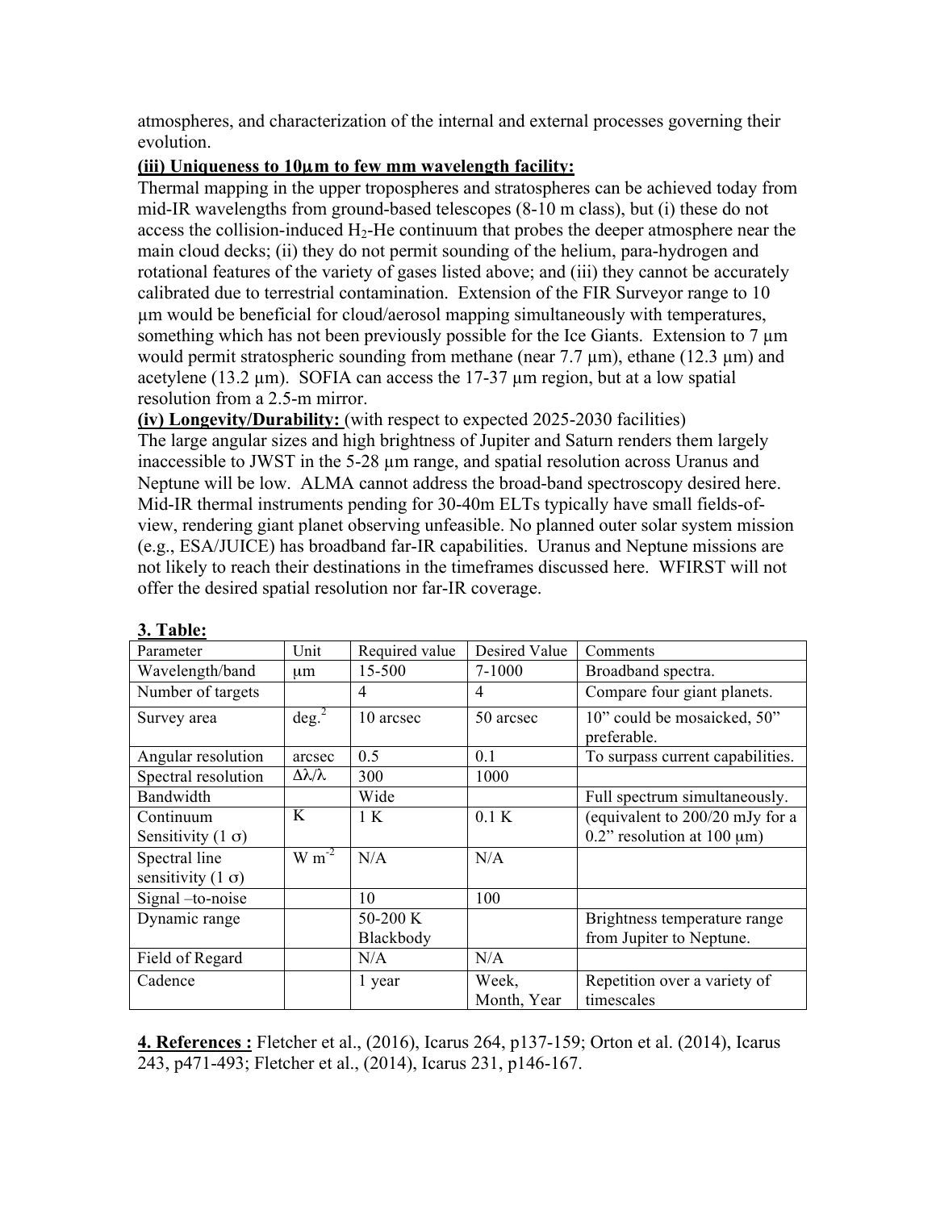atmospheres, and characterization of the internal and external processes governing their evolution.

**(iii) Uniqueness to 10μm to few mm wavelength facility:**
Thermal mapping in the upper tropospheres and stratospheres can be achieved today from mid-IR wavelengths from ground-based telescopes (8-10 m class), but (i) these do not access the collision-induced $H_2$-He continuum that probes the deeper atmosphere near the main cloud decks; (ii) they do not permit sounding of the helium, para-hydrogen and rotational features of the variety of gases listed above; and (iii) they cannot be accurately calibrated due to terrestrial contamination. Extension of the FIR Surveyor range to 10 μm would be beneficial for cloud/aerosol mapping simultaneously with temperatures, something which has not been previously possible for the Ice Giants. Extension to 7 μm would permit stratospheric sounding from methane (near 7.7 μm), ethane (12.3 μm) and acetylene (13.2 μm). SOFIA can access the 17-37 μm region, but at a low spatial resolution from a 2.5-m mirror.

**(iv) Longevity/Durability:** (with respect to expected 2025-2030 facilities)
The large angular sizes and high brightness of Jupiter and Saturn renders them largely inaccessible to JWST in the 5-28 μm range, and spatial resolution across Uranus and Neptune will be low. ALMA cannot address the broad-band spectroscopy desired here. Mid-IR thermal instruments pending for 30-40m ELTs typically have small fields-of-view, rendering giant planet observing unfeasible. No planned outer solar system mission (e.g., ESA/JUICE) has broadband far-IR capabilities. Uranus and Neptune missions are not likely to reach their destinations in the timeframes discussed here. WFIRST will not offer the desired spatial resolution nor far-IR coverage.

**3. Table:**

| Parameter | Unit | Required value | Desired Value | Comments |
|---|---|---|---|---|
| Wavelength/band | μm | 15-500 | 7-1000 | Broadband spectra. |
| Number of targets | | 4 | 4 | Compare four giant planets. |
| Survey area | deg.$^2$ | 10 arcsec | 50 arcsec | 10" could be mosaicked, 50" preferable. |
| Angular resolution | arcsec | 0.5 | 0.1 | To surpass current capabilities. |
| Spectral resolution | $\Delta\lambda/\lambda$ | 300 | 1000 | |
| Bandwidth | | Wide | | Full spectrum simultaneously. |
| Continuum Sensitivity (1 σ) | K | 1 K | 0.1 K | (equivalent to 200/20 mJy for a 0.2" resolution at 100 μm) |
| Spectral line sensitivity (1 σ) | W m$^{-2}$ | N/A | N/A | |
| Signal –to-noise | | 10 | 100 | |
| Dynamic range | | 50-200 K Blackbody | | Brightness temperature range from Jupiter to Neptune. |
| Field of Regard | | N/A | N/A | |
| Cadence | | 1 year | Week, Month, Year | Repetition over a variety of timescales |

**4. References :** Fletcher et al., (2016), Icarus 264, p137-159; Orton et al. (2014), Icarus 243, p471-493; Fletcher et al., (2014), Icarus 231, p146-167.